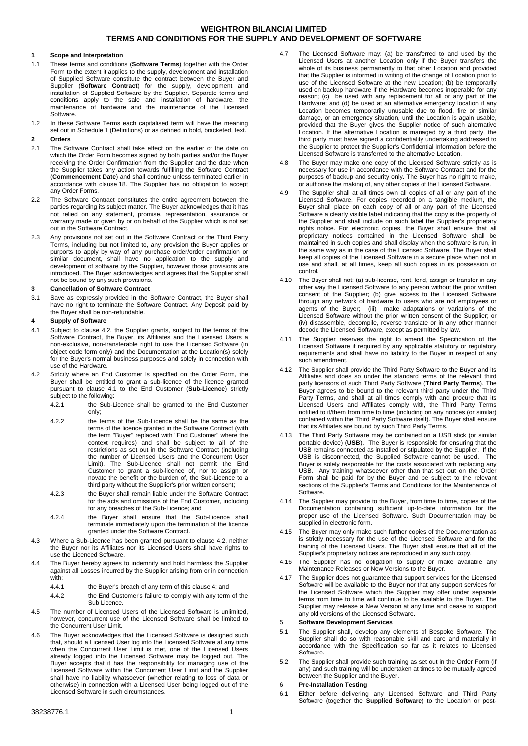# WEIGHTRON BILANCIAI LIMITED
# TERMS AND CONDITIONS FOR THE SUPPLY AND DEVELOPMENT OF SOFTWARE

## 1 Scope and Interpretation

1.1 These terms and conditions (**Software Terms**) together with the Order Form to the extent it applies to the supply, development and installation of Supplied Software constitute the contract between the Buyer and Supplier (**Software Contract**) for the supply, development and installation of Supplied Software by the Supplier. Separate terms and conditions apply to the sale and installation of hardware, the maintenance of hardware and the maintenance of the Licensed Software.

1.2 In these Software Terms each capitalised term will have the meaning set out in Schedule 1 (Definitions) or as defined in bold, bracketed, text.

## 2 Orders

2.1 The Software Contract shall take effect on the earlier of the date on which the Order Form becomes signed by both parties and/or the Buyer receiving the Order Confirmation from the Supplier and the date when the Supplier takes any action towards fulfilling the Software Contract (**Commencement Date**) and shall continue unless terminated earlier in accordance with clause 18. The Supplier has no obligation to accept any Order Forms.

2.2 The Software Contract constitutes the entire agreement between the parties regarding its subject matter. The Buyer acknowledges that it has not relied on any statement, promise, representation, assurance or warranty made or given by or on behalf of the Supplier which is not set out in the Software Contract.

2.3 Any provisions not set out in the Software Contract or the Third Party Terms, including but not limited to, any provision the Buyer applies or purports to apply by way of any purchase order/order confirmation or similar document, shall have no application to the supply and development of software by the Supplier, however those provisions are introduced. The Buyer acknowledges and agrees that the Supplier shall not be bound by any such provisions.

## 3 Cancellation of Software Contract

3.1 Save as expressly provided in the Software Contract, the Buyer shall have no right to terminate the Software Contract. Any Deposit paid by the Buyer shall be non-refundable.

## 4 Supply of Software

4.1 Subject to clause 4.2, the Supplier grants, subject to the terms of the Software Contract, the Buyer, its Affiliates and the Licensed Users a non-exclusive, non-transferable right to use the Licensed Software (in object code form only) and the Documentation at the Location(s) solely for the Buyer's normal business purposes and solely in connection with use of the Hardware.

4.2 Strictly where an End Customer is specified on the Order Form, the Buyer shall be entitled to grant a sub-licence of the licence granted pursuant to clause 4.1 to the End Customer (**Sub-Licence**) strictly subject to the following:

4.2.1 the Sub-Licence shall be granted to the End Customer only;

4.2.2 the terms of the Sub-Licence shall be the same as the terms of the licence granted in the Software Contract (with the term "Buyer" replaced with "End Customer" where the context requires) and shall be subject to all of the restrictions as set out in the Software Contract (including the number of Licensed Users and the Concurrent User Limit). The Sub-Licence shall not permit the End Customer to grant a sub-licence of, nor to assign or novate the benefit or the burden of, the Sub-Licence to a third party without the Supplier's prior written consent;

4.2.3 the Buyer shall remain liable under the Software Contract for the acts and omissions of the End Customer, including for any breaches of the Sub-Licence; and

4.2.4 the Buyer shall ensure that the Sub-Licence shall terminate immediately upon the termination of the licence granted under the Software Contract.

4.3 Where a Sub-Licence has been granted pursuant to clause 4.2, neither the Buyer nor its Affiliates nor its Licensed Users shall have rights to use the Licenced Software.

4.4 The Buyer hereby agrees to indemnify and hold harmless the Supplier against all Losses incurred by the Supplier arising from or in connection with:

4.4.1 the Buyer's breach of any term of this clause 4; and

4.4.2 the End Customer's failure to comply with any term of the Sub Licence.

4.5 The number of Licensed Users of the Licensed Software is unlimited, however, concurrent use of the Licensed Software shall be limited to the Concurrent User Limit.

4.6 The Buyer acknowledges that the Licensed Software is designed such that, should a Licensed User log into the Licensed Software at any time when the Concurrent User Limit is met, one of the Licensed Users already logged into the Licensed Software may be logged out. The Buyer accepts that it has the responsibility for managing use of the Licensed Software within the Concurrent User Limit and the Supplier shall have no liability whatsoever (whether relating to loss of data or otherwise) in connection with a Licensed User being logged out of the Licensed Software in such circumstances.

4.7 The Licensed Software may: (a) be transferred to and used by the Licensed Users at another Location only if the Buyer transfers the whole of its business permanently to that other Location and provided that the Supplier is informed in writing of the change of Location prior to use of the Licensed Software at the new Location; (b) be temporarily used on backup hardware if the Hardware becomes inoperable for any reason; (c) be used with any replacement for all or any part of the Hardware; and (d) be used at an alternative emergency location if any Location becomes temporarily unusable due to flood, fire or similar damage, or an emergency situation, until the Location is again usable, provided that the Buyer gives the Supplier notice of such alternative Location. If the alternative Location is managed by a third party, the third party must have signed a confidentiality undertaking addressed to the Supplier to protect the Supplier's Confidential Information before the Licensed Software is transferred to the alternative Location.

4.8 The Buyer may make one copy of the Licensed Software strictly as is necessary for use in accordance with the Software Contract and for the purposes of backup and security only. The Buyer has no right to make, or authorise the making of, any other copies of the Licensed Software.

4.9 The Supplier shall at all times own all copies of all or any part of the Licensed Software. For copies recorded on a tangible medium, the Buyer shall place on each copy of all or any part of the Licensed Software a clearly visible label indicating that the copy is the property of the Supplier and shall include on such label the Supplier's proprietary rights notice. For electronic copies, the Buyer shall ensure that all proprietary notices contained in the Licensed Software shall be maintained in such copies and shall display when the software is run, in the same way as in the case of the Licensed Software. The Buyer shall keep all copies of the Licensed Software in a secure place when not in use and shall, at all times, keep all such copies in its possession or control.

4.10 The Buyer shall not: (a) sub-license, rent, lend, assign or transfer in any other way the Licensed Software to any person without the prior written consent of the Supplier; (b) give access to the Licensed Software through any network of hardware to users who are not employees or agents of the Buyer; (iii) make adaptations or variations of the Licensed Software without the prior written consent of the Supplier; or (iv) disassemble, decompile, reverse translate or in any other manner decode the Licensed Software, except as permitted by law.

4.11 The Supplier reserves the right to amend the Specification of the Licensed Software if required by any applicable statutory or regulatory requirements and shall have no liability to the Buyer in respect of any such amendment.

4.12 The Supplier shall provide the Third Party Software to the Buyer and its Affiliates and does so under the standard terms of the relevant third party licensors of such Third Party Software (**Third Party Terms**). The Buyer agrees to be bound to the relevant third party under the Third Party Terms, and shall at all times comply with and procure that its Licensed Users and Affiliates comply with, the Third Party Terms notified to it/them from time to time (including on any notices (or similar) contained within the Third Party Software itself). The Buyer shall ensure that its Affiliates are bound by such Third Party Terms.

4.13 The Third Party Software may be contained on a USB stick (or similar portable device) (**USB**). The Buyer is responsible for ensuring that the USB remains connected as installed or stipulated by the Supplier. If the USB is disconnected, the Supplied Software cannot be used. The Buyer is solely responsible for the costs associated with replacing any USB. Any training whatsoever other than that set out on the Order Form shall be paid for by the Buyer and be subject to the relevant sections of the Supplier's Terms and Conditions for the Maintenance of Software.

4.14 The Supplier may provide to the Buyer, from time to time, copies of the Documentation containing sufficient up-to-date information for the proper use of the Licensed Software. Such Documentation may be supplied in electronic form.

4.15 The Buyer may only make such further copies of the Documentation as is strictly necessary for the use of the Licensed Software and for the training of the Licensed Users. The Buyer shall ensure that all of the Supplier's proprietary notices are reproduced in any such copy.

4.16 The Supplier has no obligation to supply or make available any Maintenance Releases or New Versions to the Buyer.

4.17 The Supplier does not guarantee that support services for the Licensed Software will be available to the Buyer nor that any support services for the Licensed Software which the Supplier may offer under separate terms from time to time will continue to be available to the Buyer. The Supplier may release a New Version at any time and cease to support any old versions of the Licensed Software.

## 5 Software Development Services

5.1 The Supplier shall, develop any elements of Bespoke Software. The Supplier shall do so with reasonable skill and care and materially in accordance with the Specification so far as it relates to Licensed Software.

5.2 The Supplier shall provide such training as set out in the Order Form (if any) and such training will be undertaken at times to be mutually agreed between the Supplier and the Buyer.

## 6 Pre-Installation Testing

6.1 Either before delivering any Licensed Software and Third Party Software (together the **Supplied Software**) to the Location or post-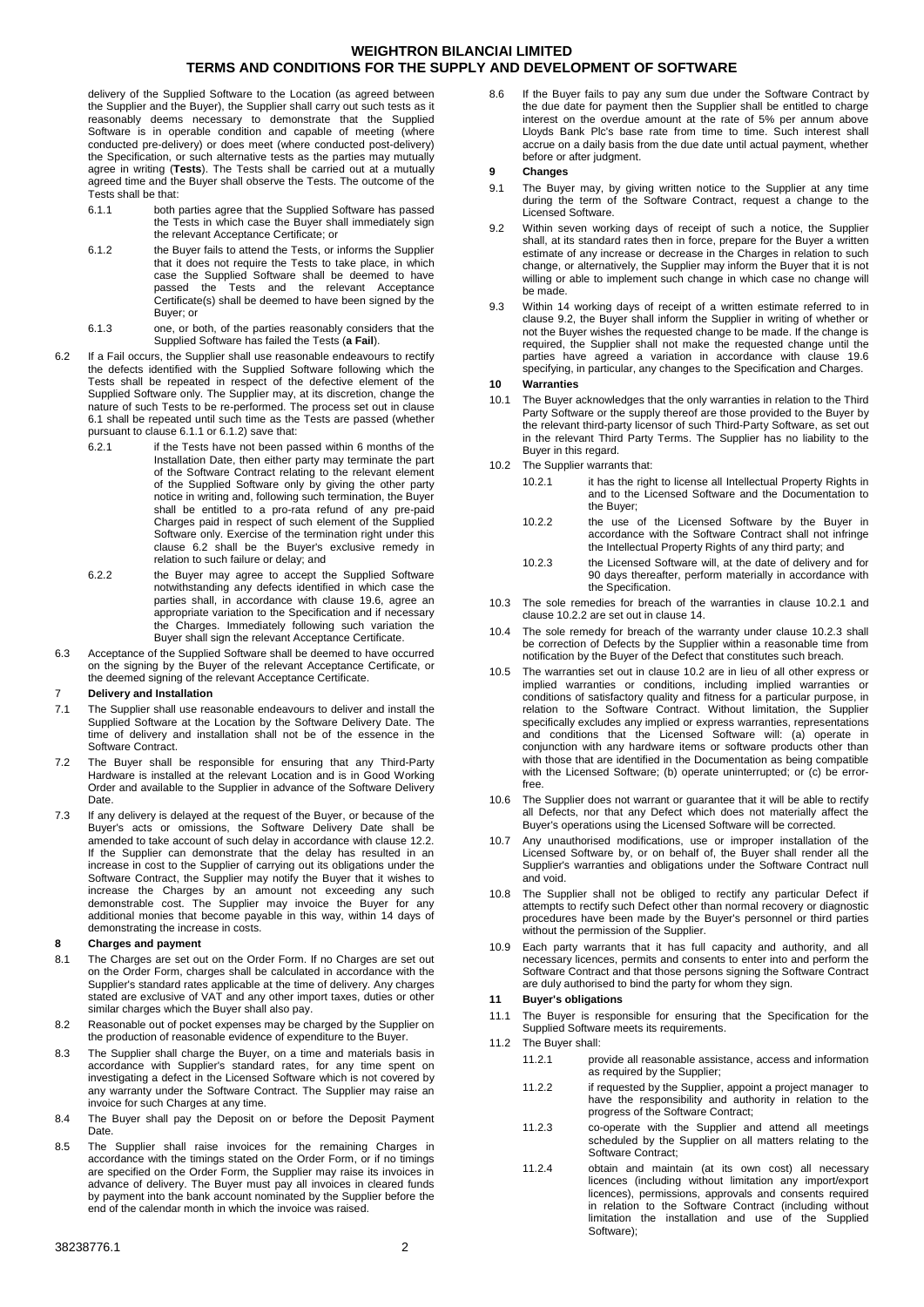delivery of the Supplied Software to the Location (as agreed between the Supplier and the Buyer), the Supplier shall carry out such tests as it reasonably deems necessary to demonstrate that the Supplied Software is in operable condition and capable of meeting (where conducted pre-delivery) or does meet (where conducted post-delivery) the Specification, or such alternative tests as the parties may mutually agree in writing (**Tests**). The Tests shall be carried out at a mutually agreed time and the Buyer shall observe the Tests. The outcome of the Tests shall be that:

6.1.1 both parties agree that the Supplied Software has passed the Tests in which case the Buyer shall immediately sign the relevant Acceptance Certificate; or

6.1.2 the Buyer fails to attend the Tests, or informs the Supplier that it does not require the Tests to take place, in which case the Supplied Software shall be deemed to have passed the Tests and the relevant Acceptance Certificate(s) shall be deemed to have been signed by the Buyer; or

6.1.3 one, or both, of the parties reasonably considers that the Supplied Software has failed the Tests (**a Fail**).

6.2 If a Fail occurs, the Supplier shall use reasonable endeavours to rectify the defects identified with the Supplied Software following which the Tests shall be repeated in respect of the defective element of the Supplied Software only. The Supplier may, at its discretion, change the nature of such Tests to be re-performed. The process set out in clause 6.1 shall be repeated until such time as the Tests are passed (whether pursuant to clause 6.1.1 or 6.1.2) save that:

6.2.1 if the Tests have not been passed within 6 months of the Installation Date, then either party may terminate the part of the Software Contract relating to the relevant element of the Supplied Software only by giving the other party notice in writing and, following such termination, the Buyer shall be entitled to a pro-rata refund of any pre-paid Charges paid in respect of such element of the Supplied Software only. Exercise of the termination right under this clause 6.2 shall be the Buyer's exclusive remedy in relation to such failure or delay; and

6.2.2 the Buyer may agree to accept the Supplied Software notwithstanding any defects identified in which case the parties shall, in accordance with clause 19.6, agree an appropriate variation to the Specification and if necessary the Charges. Immediately following such variation the Buyer shall sign the relevant Acceptance Certificate.

6.3 Acceptance of the Supplied Software shall be deemed to have occurred on the signing by the Buyer of the relevant Acceptance Certificate, or the deemed signing of the relevant Acceptance Certificate.

## 7 Delivery and Installation

7.1 The Supplier shall use reasonable endeavours to deliver and install the Supplied Software at the Location by the Software Delivery Date. The time of delivery and installation shall not be of the essence in the Software Contract.

7.2 The Buyer shall be responsible for ensuring that any Third-Party Hardware is installed at the relevant Location and is in Good Working Order and available to the Supplier in advance of the Software Delivery Date.

7.3 If any delivery is delayed at the request of the Buyer, or because of the Buyer's acts or omissions, the Software Delivery Date shall be amended to take account of such delay in accordance with clause 12.2. If the Supplier can demonstrate that the delay has resulted in an increase in cost to the Supplier of carrying out its obligations under the Software Contract, the Supplier may notify the Buyer that it wishes to increase the Charges by an amount not exceeding any such demonstrable cost. The Supplier may invoice the Buyer for any additional monies that become payable in this way, within 14 days of demonstrating the increase in costs.

## 8 Charges and payment

8.1 The Charges are set out on the Order Form. If no Charges are set out on the Order Form, charges shall be calculated in accordance with the Supplier's standard rates applicable at the time of delivery. Any charges stated are exclusive of VAT and any other import taxes, duties or other similar charges which the Buyer shall also pay.

8.2 Reasonable out of pocket expenses may be charged by the Supplier on the production of reasonable evidence of expenditure to the Buyer.

8.3 The Supplier shall charge the Buyer, on a time and materials basis in accordance with Supplier's standard rates, for any time spent on investigating a defect in the Licensed Software which is not covered by any warranty under the Software Contract. The Supplier may raise an invoice for such Charges at any time.

8.4 The Buyer shall pay the Deposit on or before the Deposit Payment Date.

8.5 The Supplier shall raise invoices for the remaining Charges in accordance with the timings stated on the Order Form, or if no timings are specified on the Order Form, the Supplier may raise its invoices in advance of delivery. The Buyer must pay all invoices in cleared funds by payment into the bank account nominated by the Supplier before the end of the calendar month in which the invoice was raised.

8.6 If the Buyer fails to pay any sum due under the Software Contract by the due date for payment then the Supplier shall be entitled to charge interest on the overdue amount at the rate of 5% per annum above Lloyds Bank Plc's base rate from time to time. Such interest shall accrue on a daily basis from the due date until actual payment, whether before or after judgment.

## 9 Changes

9.1 The Buyer may, by giving written notice to the Supplier at any time during the term of the Software Contract, request a change to the Licensed Software.

9.2 Within seven working days of receipt of such a notice, the Supplier shall, at its standard rates then in force, prepare for the Buyer a written estimate of any increase or decrease in the Charges in relation to such change, or alternatively, the Supplier may inform the Buyer that it is not willing or able to implement such change in which case no change will be made.

9.3 Within 14 working days of receipt of a written estimate referred to in clause 9.2, the Buyer shall inform the Supplier in writing of whether or not the Buyer wishes the requested change to be made. If the change is required, the Supplier shall not make the requested change until the parties have agreed a variation in accordance with clause 19.6 specifying, in particular, any changes to the Specification and Charges.

## 10 Warranties

10.1 The Buyer acknowledges that the only warranties in relation to the Third Party Software or the supply thereof are those provided to the Buyer by the relevant third-party licensor of such Third-Party Software, as set out in the relevant Third Party Terms. The Supplier has no liability to the Buyer in this regard.

10.2 The Supplier warrants that:

10.2.1 it has the right to license all Intellectual Property Rights in and to the Licensed Software and the Documentation to the Buyer;

10.2.2 the use of the Licensed Software by the Buyer in accordance with the Software Contract shall not infringe the Intellectual Property Rights of any third party; and

10.2.3 the Licensed Software will, at the date of delivery and for 90 days thereafter, perform materially in accordance with the Specification.

10.3 The sole remedies for breach of the warranties in clause 10.2.1 and clause 10.2.2 are set out in clause 14.

10.4 The sole remedy for breach of the warranty under clause 10.2.3 shall be correction of Defects by the Supplier within a reasonable time from notification by the Buyer of the Defect that constitutes such breach.

10.5 The warranties set out in clause 10.2 are in lieu of all other express or implied warranties or conditions, including implied warranties or conditions of satisfactory quality and fitness for a particular purpose, in relation to the Software Contract. Without limitation, the Supplier specifically excludes any implied or express warranties, representations and conditions that the Licensed Software will: (a) operate in conjunction with any hardware items or software products other than with those that are identified in the Documentation as being compatible with the Licensed Software; (b) operate uninterrupted; or (c) be error-free.

10.6 The Supplier does not warrant or guarantee that it will be able to rectify all Defects, nor that any Defect which does not materially affect the Buyer's operations using the Licensed Software will be corrected.

10.7 Any unauthorised modifications, use or improper installation of the Licensed Software by, or on behalf of, the Buyer shall render all the Supplier's warranties and obligations under the Software Contract null and void.

10.8 The Supplier shall not be obliged to rectify any particular Defect if attempts to rectify such Defect other than normal recovery or diagnostic procedures have been made by the Buyer's personnel or third parties without the permission of the Supplier.

10.9 Each party warrants that it has full capacity and authority, and all necessary licences, permits and consents to enter into and perform the Software Contract and that those persons signing the Software Contract are duly authorised to bind the party for whom they sign.

## 11 Buyer's obligations

11.1 The Buyer is responsible for ensuring that the Specification for the Supplied Software meets its requirements.

11.2 The Buyer shall:

11.2.1 provide all reasonable assistance, access and information as required by the Supplier;

11.2.2 if requested by the Supplier, appoint a project manager to have the responsibility and authority in relation to the progress of the Software Contract;

11.2.3 co-operate with the Supplier and attend all meetings scheduled by the Supplier on all matters relating to the Software Contract;

11.2.4 obtain and maintain (at its own cost) all necessary licences (including without limitation any import/export licences), permissions, approvals and consents required in relation to the Software Contract (including without limitation the installation and use of the Supplied Software);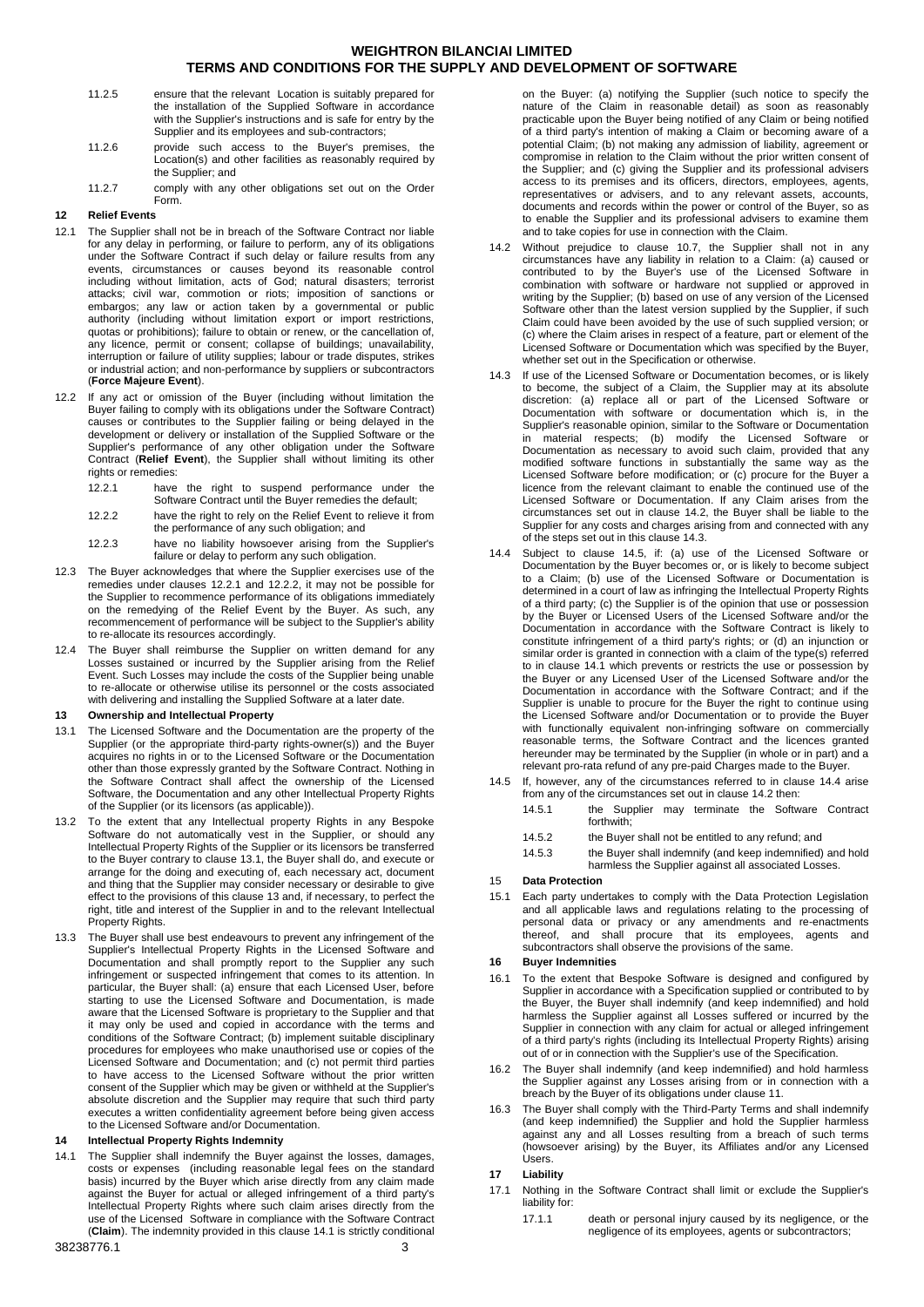11.2.5 ensure that the relevant Location is suitably prepared for the installation of the Supplied Software in accordance with the Supplier's instructions and is safe for entry by the Supplier and its employees and sub-contractors;

11.2.6 provide such access to the Buyer's premises, the Location(s) and other facilities as reasonably required by the Supplier; and

11.2.7 comply with any other obligations set out on the Order Form.

## 12 Relief Events

12.1 The Supplier shall not be in breach of the Software Contract nor liable for any delay in performing, or failure to perform, any of its obligations under the Software Contract if such delay or failure results from any events, circumstances or causes beyond its reasonable control including without limitation, acts of God; natural disasters; terrorist attacks; civil war, commotion or riots; imposition of sanctions or embargos; any law or action taken by a governmental or public authority (including without limitation export or import restrictions, quotas or prohibitions); failure to obtain or renew, or the cancellation of, any licence, permit or consent; collapse of buildings; unavailability, interruption or failure of utility supplies; labour or trade disputes, strikes or industrial action; and non-performance by suppliers or subcontractors (**Force Majeure Event**).

12.2 If any act or omission of the Buyer (including without limitation the Buyer failing to comply with its obligations under the Software Contract) causes or contributes to the Supplier failing or being delayed in the development or delivery or installation of the Supplied Software or the Supplier's performance of any other obligation under the Software Contract (**Relief Event**), the Supplier shall without limiting its other rights or remedies:

12.2.1 have the right to suspend performance under the Software Contract until the Buyer remedies the default;

12.2.2 have the right to rely on the Relief Event to relieve it from the performance of any such obligation; and

12.2.3 have no liability howsoever arising from the Supplier's failure or delay to perform any such obligation.

12.3 The Buyer acknowledges that where the Supplier exercises use of the remedies under clauses 12.2.1 and 12.2.2, it may not be possible for the Supplier to recommence performance of its obligations immediately on the remedying of the Relief Event by the Buyer. As such, any recommencement of performance will be subject to the Supplier's ability to re-allocate its resources accordingly.

12.4 The Buyer shall reimburse the Supplier on written demand for any Losses sustained or incurred by the Supplier arising from the Relief Event. Such Losses may include the costs of the Supplier being unable to re-allocate or otherwise utilise its personnel or the costs associated with delivering and installing the Supplied Software at a later date.

## 13 Ownership and Intellectual Property

13.1 The Licensed Software and the Documentation are the property of the Supplier (or the appropriate third-party rights-owner(s)) and the Buyer acquires no rights in or to the Licensed Software or the Documentation other than those expressly granted by the Software Contract. Nothing in the Software Contract shall affect the ownership of the Licensed Software, the Documentation and any other Intellectual Property Rights of the Supplier (or its licensors (as applicable)).

13.2 To the extent that any Intellectual property Rights in any Bespoke Software do not automatically vest in the Supplier, or should any Intellectual Property Rights of the Supplier or its licensors be transferred to the Buyer contrary to clause 13.1, the Buyer shall do, and execute or arrange for the doing and executing of, each necessary act, document and thing that the Supplier may consider necessary or desirable to give effect to the provisions of this clause 13 and, if necessary, to perfect the right, title and interest of the Supplier in and to the relevant Intellectual Property Rights.

13.3 The Buyer shall use best endeavours to prevent any infringement of the Supplier's Intellectual Property Rights in the Licensed Software and Documentation and shall promptly report to the Supplier any such infringement or suspected infringement that comes to its attention. In particular, the Buyer shall: (a) ensure that each Licensed User, before starting to use the Licensed Software and Documentation, is made aware that the Licensed Software is proprietary to the Supplier and that it may only be used and copied in accordance with the terms and conditions of the Software Contract; (b) implement suitable disciplinary procedures for employees who make unauthorised use or copies of the Licensed Software and Documentation; and (c) not permit third parties to have access to the Licensed Software without the prior written consent of the Supplier which may be given or withheld at the Supplier's absolute discretion and the Supplier may require that such third party executes a written confidentiality agreement before being given access to the Licensed Software and/or Documentation.

## 14 Intellectual Property Rights Indemnity

14.1 The Supplier shall indemnify the Buyer against the losses, damages, costs or expenses (including reasonable legal fees on the standard basis) incurred by the Buyer which arise directly from any claim made against the Buyer for actual or alleged infringement of a third party's Intellectual Property Rights where such claim arises directly from the use of the Licensed Software in compliance with the Software Contract (**Claim**). The indemnity provided in this clause 14.1 is strictly conditional on the Buyer: (a) notifying the Supplier (such notice to specify the nature of the Claim in reasonable detail) as soon as reasonably practicable upon the Buyer being notified of any Claim or being notified of a third party's intention of making a Claim or becoming aware of a potential Claim; (b) not making any admission of liability, agreement or compromise in relation to the Claim without the prior written consent of the Supplier; and (c) giving the Supplier and its professional advisers access to its premises and its officers, directors, employees, agents, representatives or advisers, and to any relevant assets, accounts, documents and records within the power or control of the Buyer, so as to enable the Supplier and its professional advisers to examine them and to take copies for use in connection with the Claim.

14.2 Without prejudice to clause 10.7, the Supplier shall not in any circumstances have any liability in relation to a Claim: (a) caused or contributed to by the Buyer's use of the Licensed Software in combination with software or hardware not supplied or approved in writing by the Supplier; (b) based on use of any version of the Licensed Software other than the latest version supplied by the Supplier, if such Claim could have been avoided by the use of such supplied version; or (c) where the Claim arises in respect of a feature, part or element of the Licensed Software or Documentation which was specified by the Buyer, whether set out in the Specification or otherwise.

14.3 If use of the Licensed Software or Documentation becomes, or is likely to become, the subject of a Claim, the Supplier may at its absolute discretion: (a) replace all or part of the Licensed Software or Documentation with software or documentation which is, in the Supplier's reasonable opinion, similar to the Software or Documentation in material respects; (b) modify the Licensed Software or Documentation as necessary to avoid such claim, provided that any modified software functions in substantially the same way as the Licensed Software before modification; or (c) procure for the Buyer a licence from the relevant claimant to enable the continued use of the Licensed Software or Documentation. If any Claim arises from the circumstances set out in clause 14.2, the Buyer shall be liable to the Supplier for any costs and charges arising from and connected with any of the steps set out in this clause 14.3.

14.4 Subject to clause 14.5, if: (a) use of the Licensed Software or Documentation by the Buyer becomes or, or is likely to become subject to a Claim; (b) use of the Licensed Software or Documentation is determined in a court of law as infringing the Intellectual Property Rights of a third party; (c) the Supplier is of the opinion that use or possession by the Buyer or Licensed Users of the Licensed Software and/or the Documentation in accordance with the Software Contract is likely to constitute infringement of a third party's rights; or (d) an injunction or similar order is granted in connection with a claim of the type(s) referred to in clause 14.1 which prevents or restricts the use or possession by the Buyer or any Licensed User of the Licensed Software and/or the Documentation in accordance with the Software Contract; and if the Supplier is unable to procure for the Buyer the right to continue using the Licensed Software and/or Documentation or to provide the Buyer with functionally equivalent non-infringing software on commercially reasonable terms, the Software Contract and the licences granted hereunder may be terminated by the Supplier (in whole or in part) and a relevant pro-rata refund of any pre-paid Charges made to the Buyer.

14.5 If, however, any of the circumstances referred to in clause 14.4 arise from any of the circumstances set out in clause 14.2 then:

14.5.1 the Supplier may terminate the Software Contract forthwith;

14.5.2 the Buyer shall not be entitled to any refund; and

14.5.3 the Buyer shall indemnify (and keep indemnified) and hold harmless the Supplier against all associated Losses.

## 15 Data Protection

15.1 Each party undertakes to comply with the Data Protection Legislation and all applicable laws and regulations relating to the processing of personal data or privacy or any amendments and re-enactments thereof, and shall procure that its employees, agents and subcontractors shall observe the provisions of the same.

## 16 Buyer Indemnities

16.1 To the extent that Bespoke Software is designed and configured by Supplier in accordance with a Specification supplied or contributed to by the Buyer, the Buyer shall indemnify (and keep indemnified) and hold harmless the Supplier against all Losses suffered or incurred by the Supplier in connection with any claim for actual or alleged infringement of a third party's rights (including its Intellectual Property Rights) arising out of or in connection with the Supplier's use of the Specification.

16.2 The Buyer shall indemnify (and keep indemnified) and hold harmless the Supplier against any Losses arising from or in connection with a breach by the Buyer of its obligations under clause 11.

16.3 The Buyer shall comply with the Third-Party Terms and shall indemnify (and keep indemnified) the Supplier and hold the Supplier harmless against any and all Losses resulting from a breach of such terms (howsoever arising) by the Buyer, its Affiliates and/or any Licensed Users.

## 17 Liability

17.1 Nothing in the Software Contract shall limit or exclude the Supplier's liability for:

17.1.1 death or personal injury caused by its negligence, or the negligence of its employees, agents or subcontractors;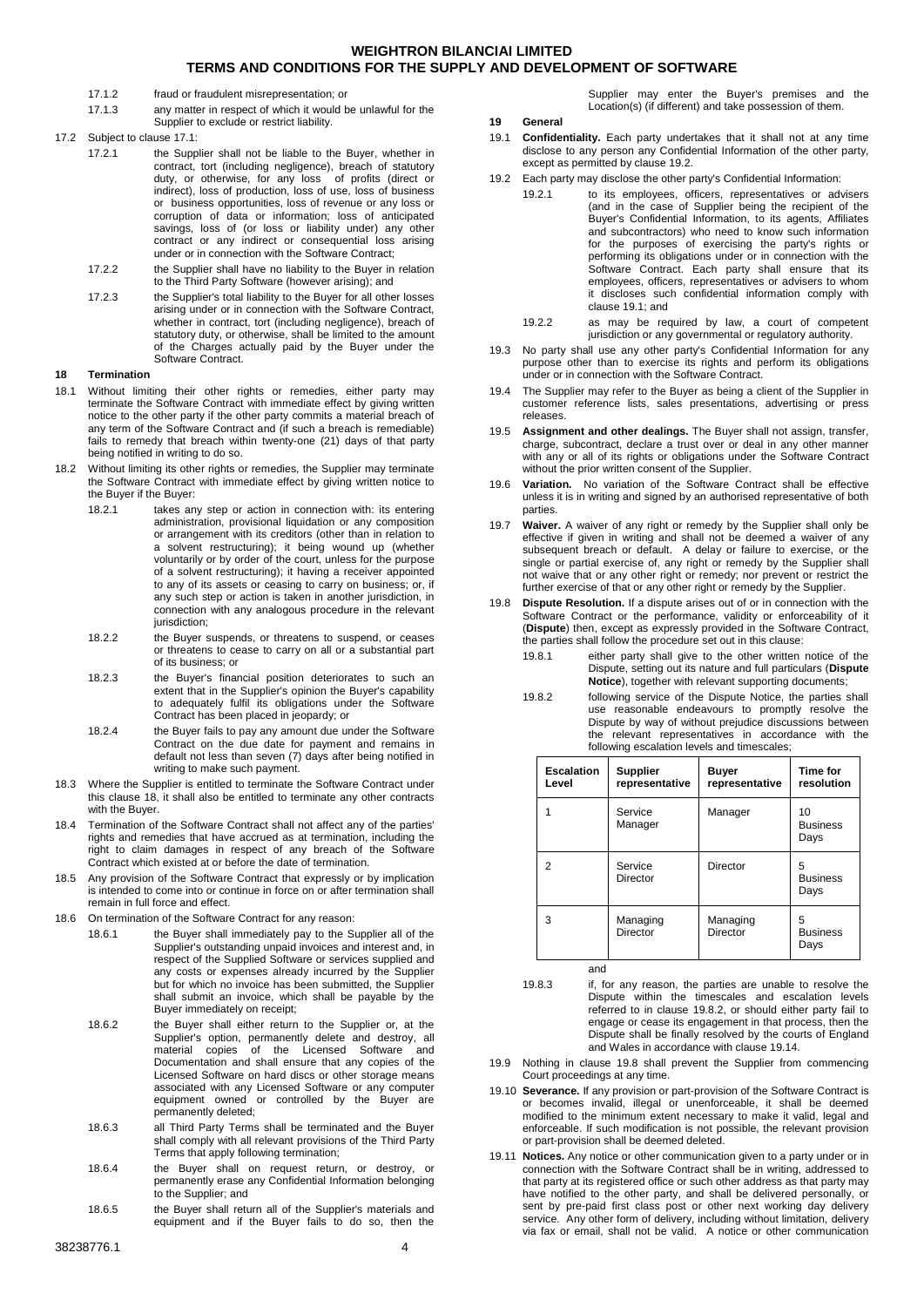17.1.2 fraud or fraudulent misrepresentation; or

17.1.3 any matter in respect of which it would be unlawful for the Supplier to exclude or restrict liability.

17.2 Subject to clause 17.1:

17.2.1 the Supplier shall not be liable to the Buyer, whether in contract, tort (including negligence), breach of statutory duty, or otherwise, for any loss of profits (direct or indirect), loss of production, loss of use, loss of business or business opportunities, loss of revenue or any loss or corruption of data or information; loss of anticipated savings, loss of (or loss or liability under) any other contract or any indirect or consequential loss arising under or in connection with the Software Contract;

17.2.2 the Supplier shall have no liability to the Buyer in relation to the Third Party Software (however arising); and

17.2.3 the Supplier's total liability to the Buyer for all other losses arising under or in connection with the Software Contract, whether in contract, tort (including negligence), breach of statutory duty, or otherwise, shall be limited to the amount of the Charges actually paid by the Buyer under the Software Contract.

## 18 Termination

18.1 Without limiting their other rights or remedies, either party may terminate the Software Contract with immediate effect by giving written notice to the other party if the other party commits a material breach of any term of the Software Contract and (if such a breach is remediable) fails to remedy that breach within twenty-one (21) days of that party being notified in writing to do so.

18.2 Without limiting its other rights or remedies, the Supplier may terminate the Software Contract with immediate effect by giving written notice to the Buyer if the Buyer:

18.2.1 takes any step or action in connection with: its entering administration, provisional liquidation or any composition or arrangement with its creditors (other than in relation to a solvent restructuring); it being wound up (whether voluntarily or by order of the court, unless for the purpose of a solvent restructuring); it having a receiver appointed to any of its assets or ceasing to carry on business; or, if any such step or action is taken in another jurisdiction, in connection with any analogous procedure in the relevant jurisdiction;

18.2.2 the Buyer suspends, or threatens to suspend, or ceases or threatens to cease to carry on all or a substantial part of its business; or

18.2.3 the Buyer's financial position deteriorates to such an extent that in the Supplier's opinion the Buyer's capability to adequately fulfil its obligations under the Software Contract has been placed in jeopardy; or

18.2.4 the Buyer fails to pay any amount due under the Software Contract on the due date for payment and remains in default not less than seven (7) days after being notified in writing to make such payment.

18.3 Where the Supplier is entitled to terminate the Software Contract under this clause 18, it shall also be entitled to terminate any other contracts with the Buyer.

18.4 Termination of the Software Contract shall not affect any of the parties' rights and remedies that have accrued as at termination, including the right to claim damages in respect of any breach of the Software Contract which existed at or before the date of termination.

18.5 Any provision of the Software Contract that expressly or by implication is intended to come into or continue in force on or after termination shall remain in full force and effect.

18.6 On termination of the Software Contract for any reason:

18.6.1 the Buyer shall immediately pay to the Supplier all of the Supplier's outstanding unpaid invoices and interest and, in respect of the Supplied Software or services supplied and any costs or expenses already incurred by the Supplier but for which no invoice has been submitted, the Supplier shall submit an invoice, which shall be payable by the Buyer immediately on receipt;

18.6.2 the Buyer shall either return to the Supplier or, at the Supplier's option, permanently delete and destroy, all material copies of the Licensed Software and Documentation and shall ensure that any copies of the Licensed Software on hard discs or other storage means associated with any Licensed Software or any computer equipment owned or controlled by the Buyer are permanently deleted;

18.6.3 all Third Party Terms shall be terminated and the Buyer shall comply with all relevant provisions of the Third Party Terms that apply following termination;

18.6.4 the Buyer shall on request return, or destroy, or permanently erase any Confidential Information belonging to the Supplier; and

18.6.5 the Buyer shall return all of the Supplier's materials and equipment and if the Buyer fails to do so, then the Supplier may enter the Buyer's premises and the Location(s) (if different) and take possession of them.

## 19 General

19.1 **Confidentiality.** Each party undertakes that it shall not at any time disclose to any person any Confidential Information of the other party, except as permitted by clause 19.2.

19.2 Each party may disclose the other party's Confidential Information:

19.2.1 to its employees, officers, representatives or advisers (and in the case of Supplier being the recipient of the Buyer's Confidential Information, to its agents, Affiliates and subcontractors) who need to know such information for the purposes of exercising the party's rights or performing its obligations under or in connection with the Software Contract. Each party shall ensure that its employees, officers, representatives or advisers to whom it discloses such confidential information comply with clause 19.1; and

19.2.2 as may be required by law, a court of competent jurisdiction or any governmental or regulatory authority.

19.3 No party shall use any other party's Confidential Information for any purpose other than to exercise its rights and perform its obligations under or in connection with the Software Contract.

19.4 The Supplier may refer to the Buyer as being a client of the Supplier in customer reference lists, sales presentations, advertising or press releases.

19.5 **Assignment and other dealings.** The Buyer shall not assign, transfer, charge, subcontract, declare a trust over or deal in any other manner with any or all of its rights or obligations under the Software Contract without the prior written consent of the Supplier.

19.6 **Variation.** No variation of the Software Contract shall be effective unless it is in writing and signed by an authorised representative of both parties.

19.7 **Waiver.** A waiver of any right or remedy by the Supplier shall only be effective if given in writing and shall not be deemed a waiver of any subsequent breach or default. A delay or failure to exercise, or the single or partial exercise of, any right or remedy by the Supplier shall not waive that or any other right or remedy; nor prevent or restrict the further exercise of that or any other right or remedy by the Supplier.

19.8 **Dispute Resolution.** If a dispute arises out of or in connection with the Software Contract or the performance, validity or enforceability of it (**Dispute**) then, except as expressly provided in the Software Contract, the parties shall follow the procedure set out in this clause:

19.8.1 either party shall give to the other written notice of the Dispute, setting out its nature and full particulars (**Dispute Notice**), together with relevant supporting documents;

19.8.2 following service of the Dispute Notice, the parties shall use reasonable endeavours to promptly resolve the Dispute by way of without prejudice discussions between the relevant representatives in accordance with the following escalation levels and timescales;

| Escalation Level | Supplier representative | Buyer representative | Time for resolution |
|---|---|---|---|
| 1 | Service Manager | Manager | 10 Business Days |
| 2 | Service Director | Director | 5 Business Days |
| 3 | Managing Director | Managing Director | 5 Business Days |

and

19.8.3 if, for any reason, the parties are unable to resolve the Dispute within the timescales and escalation levels referred to in clause 19.8.2, or should either party fail to engage or cease its engagement in that process, then the Dispute shall be finally resolved by the courts of England and Wales in accordance with clause 19.14.

19.9 Nothing in clause 19.8 shall prevent the Supplier from commencing Court proceedings at any time.

19.10 **Severance.** If any provision or part-provision of the Software Contract is or becomes invalid, illegal or unenforceable, it shall be deemed modified to the minimum extent necessary to make it valid, legal and enforceable. If such modification is not possible, the relevant provision or part-provision shall be deemed deleted.

19.11 **Notices.** Any notice or other communication given to a party under or in connection with the Software Contract shall be in writing, addressed to that party at its registered office or such other address as that party may have notified to the other party, and shall be delivered personally, or sent by pre-paid first class post or other next working day delivery service. Any other form of delivery, including without limitation, delivery via fax or email, shall not be valid. A notice or other communication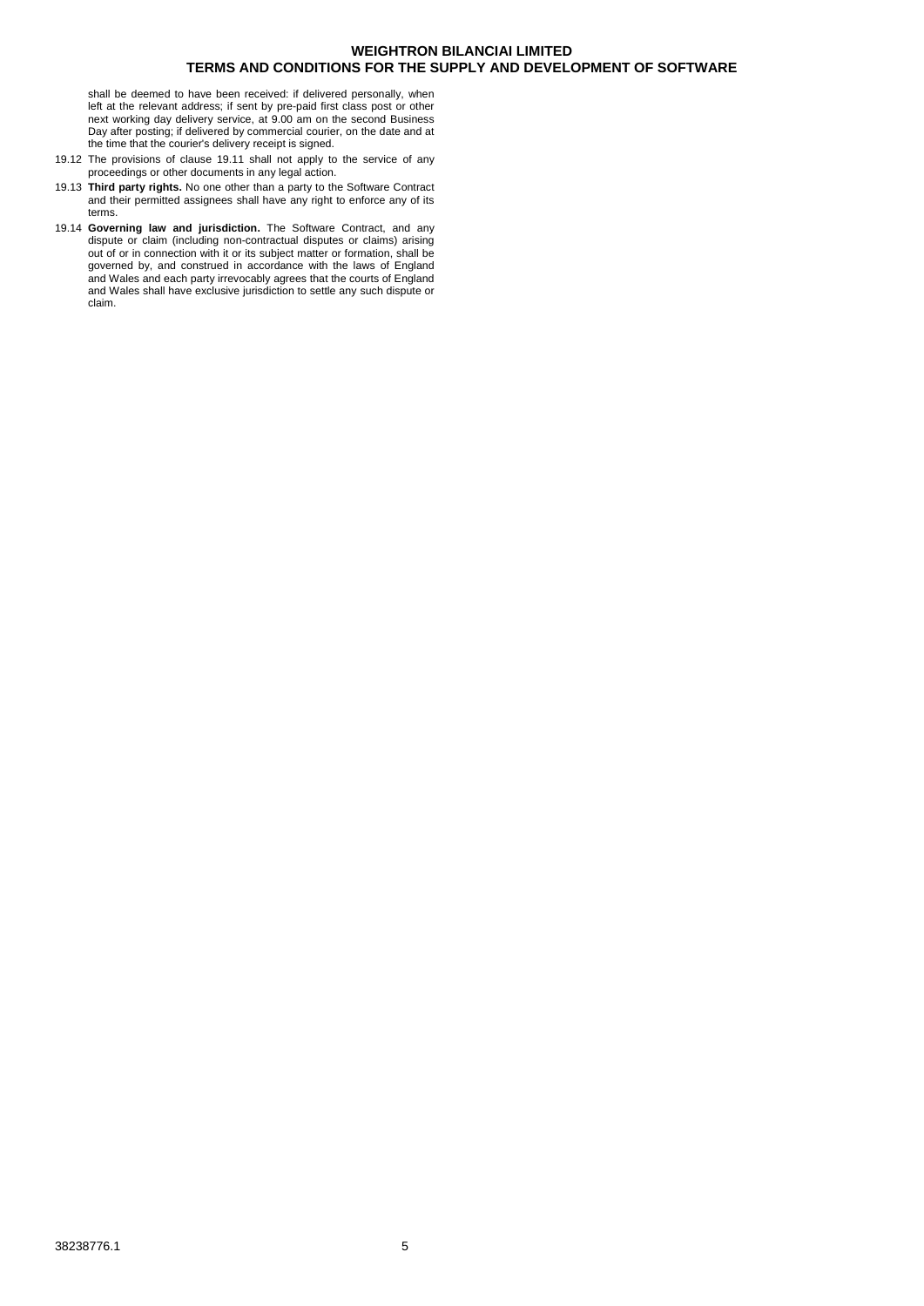shall be deemed to have been received: if delivered personally, when left at the relevant address; if sent by pre-paid first class post or other next working day delivery service, at 9.00 am on the second Business Day after posting; if delivered by commercial courier, on the date and at the time that the courier's delivery receipt is signed.

19.12 The provisions of clause 19.11 shall not apply to the service of any proceedings or other documents in any legal action.

19.13 **Third party rights.** No one other than a party to the Software Contract and their permitted assignees shall have any right to enforce any of its terms.

19.14 **Governing law and jurisdiction.** The Software Contract, and any dispute or claim (including non-contractual disputes or claims) arising out of or in connection with it or its subject matter or formation, shall be governed by, and construed in accordance with the laws of England and Wales and each party irrevocably agrees that the courts of England and Wales shall have exclusive jurisdiction to settle any such dispute or claim.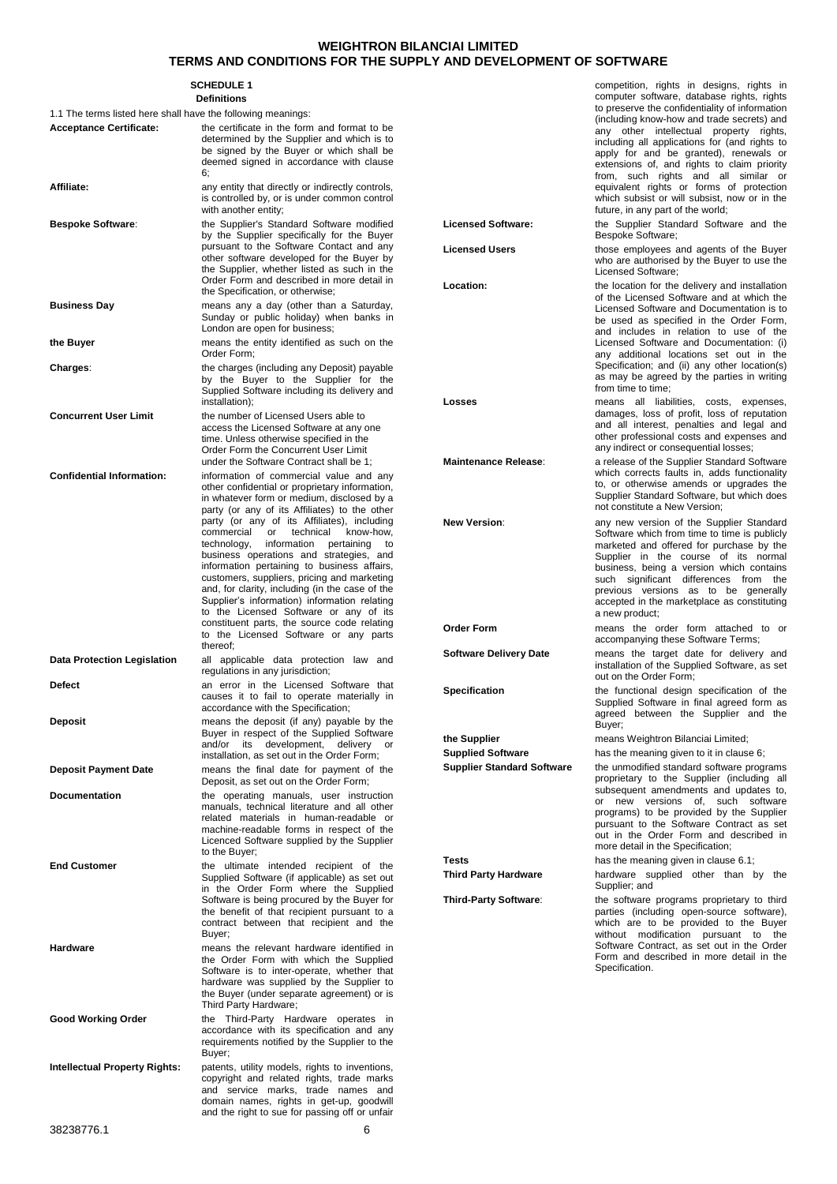# WEIGHTRON BILANCIAI LIMITED
# TERMS AND CONDITIONS FOR THE SUPPLY AND DEVELOPMENT OF SOFTWARE

## SCHEDULE 1
### Definitions

1.1 The terms listed here shall have the following meanings:

| | |
|---|---|
| **Acceptance Certificate:** | the certificate in the form and format to be determined by the Supplier and which is to be signed by the Buyer or which shall be deemed signed in accordance with clause 6; |
| **Affiliate:** | any entity that directly or indirectly controls, is controlled by, or is under common control with another entity; |
| **Bespoke Software**: | the Supplier's Standard Software modified by the Supplier specifically for the Buyer pursuant to the Software Contact and any other software developed for the Buyer by the Supplier, whether listed as such in the Order Form and described in more detail in the Specification, or otherwise; |
| **Business Day** | means any a day (other than a Saturday, Sunday or public holiday) when banks in London are open for business; |
| **the Buyer** | means the entity identified as such on the Order Form; |
| **Charges**: | the charges (including any Deposit) payable by the Buyer to the Supplier for the Supplied Software including its delivery and installation); |
| **Concurrent User Limit** | the number of Licensed Users able to access the Licensed Software at any one time. Unless otherwise specified in the Order Form the Concurrent User Limit under the Software Contract shall be 1; |
| **Confidential Information:** | information of commercial value and any other confidential or proprietary information, in whatever form or medium, disclosed by a party (or any of its Affiliates) to the other party (or any of its Affiliates), including commercial or technical know-how, technology, information pertaining to business operations and strategies, and information pertaining to business affairs, customers, suppliers, pricing and marketing and, for clarity, including (in the case of the Supplier's information) information relating to the Licensed Software or any of its constituent parts, the source code relating to the Licensed Software or any parts thereof; |
| **Data Protection Legislation** | all applicable data protection law and regulations in any jurisdiction; |
| **Defect** | an error in the Licensed Software that causes it to fail to operate materially in accordance with the Specification; |
| **Deposit** | means the deposit (if any) payable by the Buyer in respect of the Supplied Software and/or its development, delivery or installation, as set out in the Order Form; |
| **Deposit Payment Date** | means the final date for payment of the Deposit, as set out on the Order Form; |
| **Documentation** | the operating manuals, user instruction manuals, technical literature and all other related materials in human-readable or machine-readable forms in respect of the Licenced Software supplied by the Supplier to the Buyer; |
| **End Customer** | the ultimate intended recipient of the Supplied Software (if applicable) as set out in the Order Form where the Supplied Software is being procured by the Buyer for the benefit of that recipient pursuant to a contract between that recipient and the Buyer; |
| **Hardware** | means the relevant hardware identified in the Order Form with which the Supplied Software is to inter-operate, whether that hardware was supplied by the Supplier to the Buyer (under separate agreement) or is Third Party Hardware; |
| **Good Working Order** | the Third-Party Hardware operates in accordance with its specification and any requirements notified by the Supplier to the Buyer; |
| **Intellectual Property Rights:** | patents, utility models, rights to inventions, copyright and related rights, trade marks and service marks, trade names and domain names, rights in get-up, goodwill and the right to sue for passing off or unfair competition, rights in designs, rights in computer software, database rights, rights to preserve the confidentiality of information (including know-how and trade secrets) and any other intellectual property rights, including all applications for (and rights to apply for and be granted), renewals or extensions of, and rights to claim priority from, such rights and all similar or equivalent rights or forms of protection which subsist or will subsist, now or in the future, in any part of the world; |
| **Licensed Software:** | the Supplier Standard Software and the Bespoke Software; |
| **Licensed Users** | those employees and agents of the Buyer who are authorised by the Buyer to use the Licensed Software; |
| **Location:** | the location for the delivery and installation of the Licensed Software and at which the Licensed Software and Documentation is to be used as specified in the Order Form, and includes in relation to use of the Licensed Software and Documentation: (i) any additional locations set out in the Specification; and (ii) any other location(s) as may be agreed by the parties in writing from time to time; |
| **Losses** | means all liabilities, costs, expenses, damages, loss of profit, loss of reputation and all interest, penalties and legal and other professional costs and expenses and any indirect or consequential losses; |
| **Maintenance Release**: | a release of the Supplier Standard Software which corrects faults in, adds functionality to, or otherwise amends or upgrades the Supplier Standard Software, but which does not constitute a New Version; |
| **New Version**: | any new version of the Supplier Standard Software which from time to time is publicly marketed and offered for purchase by the Supplier in the course of its normal business, being a version which contains such significant differences from the previous versions as to be generally accepted in the marketplace as constituting a new product; |
| **Order Form** | means the order form attached to or accompanying these Software Terms; |
| **Software Delivery Date** | means the target date for delivery and installation of the Supplied Software, as set out on the Order Form; |
| **Specification** | the functional design specification of the Supplied Software in final agreed form as agreed between the Supplier and the Buyer; |
| **the Supplier** | means Weightron Bilanciai Limited; |
| **Supplied Software** | has the meaning given to it in clause 6; |
| **Supplier Standard Software** | the unmodified standard software programs proprietary to the Supplier (including all subsequent amendments and updates to, or new versions of, such software programs) to be provided by the Supplier pursuant to the Software Contract as set out in the Order Form and described in more detail in the Specification; |
| **Tests** | has the meaning given in clause 6.1; |
| **Third Party Hardware** | hardware supplied other than by the Supplier; and |
| **Third-Party Software**: | the software programs proprietary to third parties (including open-source software), which are to be provided to the Buyer without modification pursuant to the Software Contract, as set out in the Order Form and described in more detail in the Specification. |

38238776.1